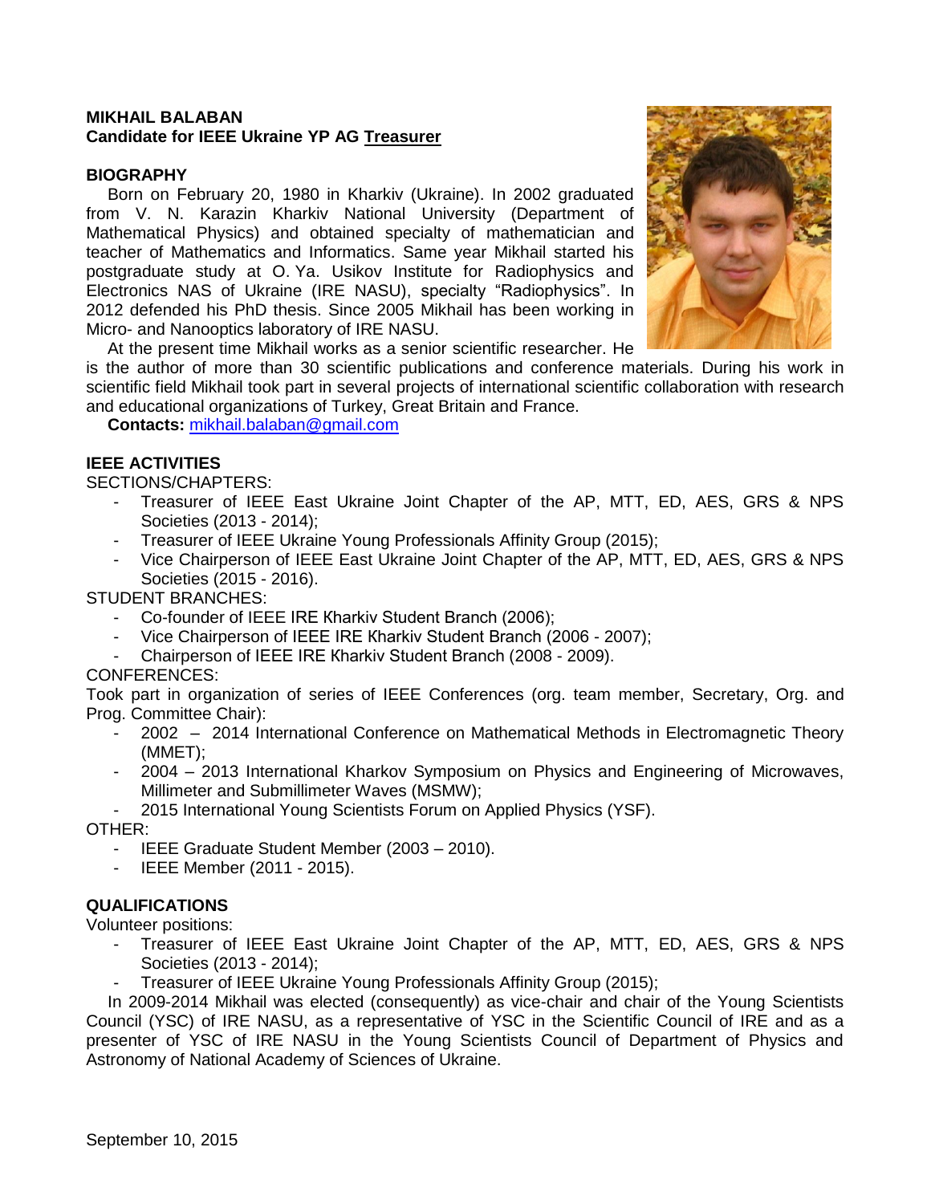**MIKHAIL BALABAN**
**Candidate for IEEE Ukraine YP AG Treasurer**

## BIOGRAPHY

Born on February 20, 1980 in Kharkiv (Ukraine). In 2002 graduated from V. N. Karazin Kharkiv National University (Department of Mathematical Physics) and obtained specialty of mathematician and teacher of Mathematics and Informatics. Same year Mikhail started his postgraduate study at O. Ya. Usikov Institute for Radiophysics and Electronics NAS of Ukraine (IRE NASU), specialty "Radiophysics". In 2012 defended his PhD thesis. Since 2005 Mikhail has been working in Micro- and Nanooptics laboratory of IRE NASU.

At the present time Mikhail works as a senior scientific researcher. He is the author of more than 30 scientific publications and conference materials. During his work in scientific field Mikhail took part in several projects of international scientific collaboration with research and educational organizations of Turkey, Great Britain and France.

**Contacts:** mikhail.balaban@gmail.com

## IEEE ACTIVITIES

SECTIONS/CHAPTERS:

- Treasurer of IEEE East Ukraine Joint Chapter of the AP, MTT, ED, AES, GRS & NPS Societies (2013 - 2014);
- Treasurer of IEEE Ukraine Young Professionals Affinity Group (2015);
- Vice Chairperson of IEEE East Ukraine Joint Chapter of the AP, MTT, ED, AES, GRS & NPS Societies (2015 - 2016).

STUDENT BRANCHES:

- Co-founder of IEEE IRE Kharkiv Student Branch (2006);
- Vice Chairperson of IEEE IRE Kharkiv Student Branch (2006 - 2007);
- Chairperson of IEEE IRE Kharkiv Student Branch (2008 - 2009).

CONFERENCES:

Took part in organization of series of IEEE Conferences (org. team member, Secretary, Org. and Prog. Committee Chair):

- 2002 – 2014 International Conference on Mathematical Methods in Electromagnetic Theory (MMET);
- 2004 – 2013 International Kharkov Symposium on Physics and Engineering of Microwaves, Millimeter and Submillimeter Waves (MSMW);
- 2015 International Young Scientists Forum on Applied Physics (YSF).

OTHER:

- IEEE Graduate Student Member (2003 – 2010).
- IEEE Member (2011 - 2015).

## QUALIFICATIONS

Volunteer positions:

- Treasurer of IEEE East Ukraine Joint Chapter of the AP, MTT, ED, AES, GRS & NPS Societies (2013 - 2014);
- Treasurer of IEEE Ukraine Young Professionals Affinity Group (2015);

In 2009-2014 Mikhail was elected (consequently) as vice-chair and chair of the Young Scientists Council (YSC) of IRE NASU, as a representative of YSC in the Scientific Council of IRE and as a presenter of YSC of IRE NASU in the Young Scientists Council of Department of Physics and Astronomy of National Academy of Sciences of Ukraine.

September 10, 2015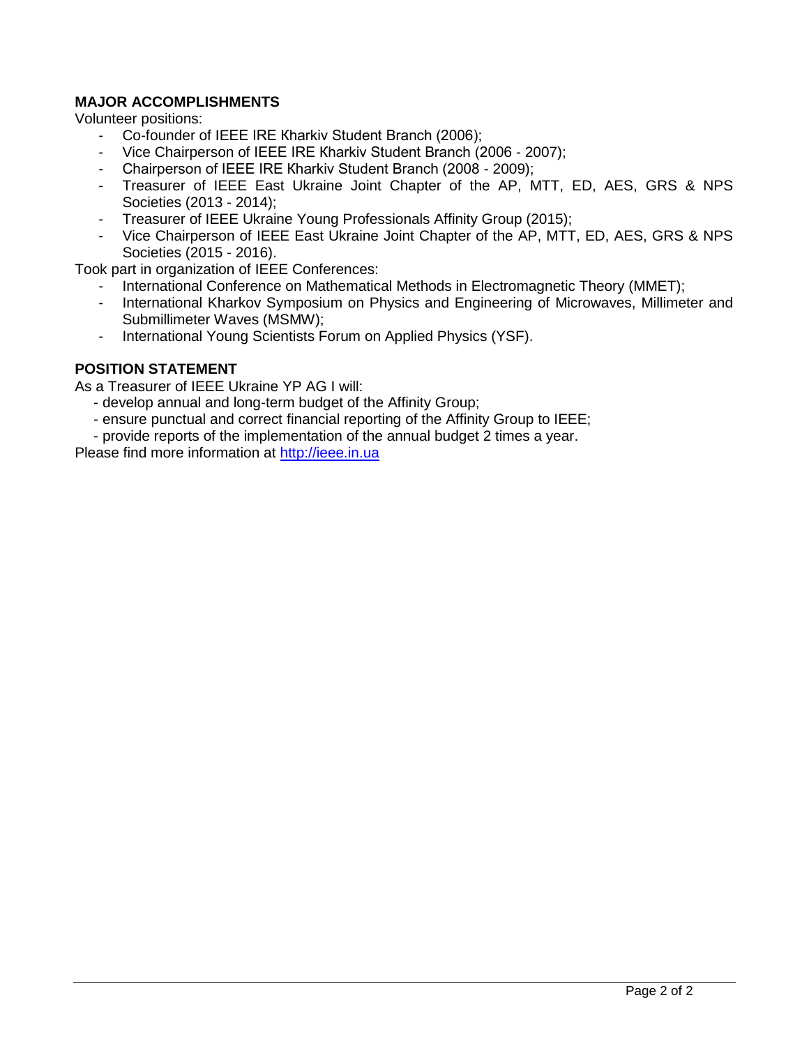**MAJOR ACCOMPLISHMENTS**

Volunteer positions:

- Co-founder of IEEE IRE Kharkiv Student Branch (2006);
- Vice Chairperson of IEEE IRE Kharkiv Student Branch (2006 - 2007);
- Chairperson of IEEE IRE Kharkiv Student Branch (2008 - 2009);
- Treasurer of IEEE East Ukraine Joint Chapter of the AP, MTT, ED, AES, GRS & NPS Societies (2013 - 2014);
- Treasurer of IEEE Ukraine Young Professionals Affinity Group (2015);
- Vice Chairperson of IEEE East Ukraine Joint Chapter of the AP, MTT, ED, AES, GRS & NPS Societies (2015 - 2016).

Took part in organization of IEEE Conferences:

- International Conference on Mathematical Methods in Electromagnetic Theory (MMET);
- International Kharkov Symposium on Physics and Engineering of Microwaves, Millimeter and Submillimeter Waves (MSMW);
- International Young Scientists Forum on Applied Physics (YSF).

**POSITION STATEMENT**

As a Treasurer of IEEE Ukraine YP AG I will:

- develop annual and long-term budget of the Affinity Group;
- ensure punctual and correct financial reporting of the Affinity Group to IEEE;
- provide reports of the implementation of the annual budget 2 times a year.

Please find more information at [http://ieee.in.ua](http://ieee.in.ua)